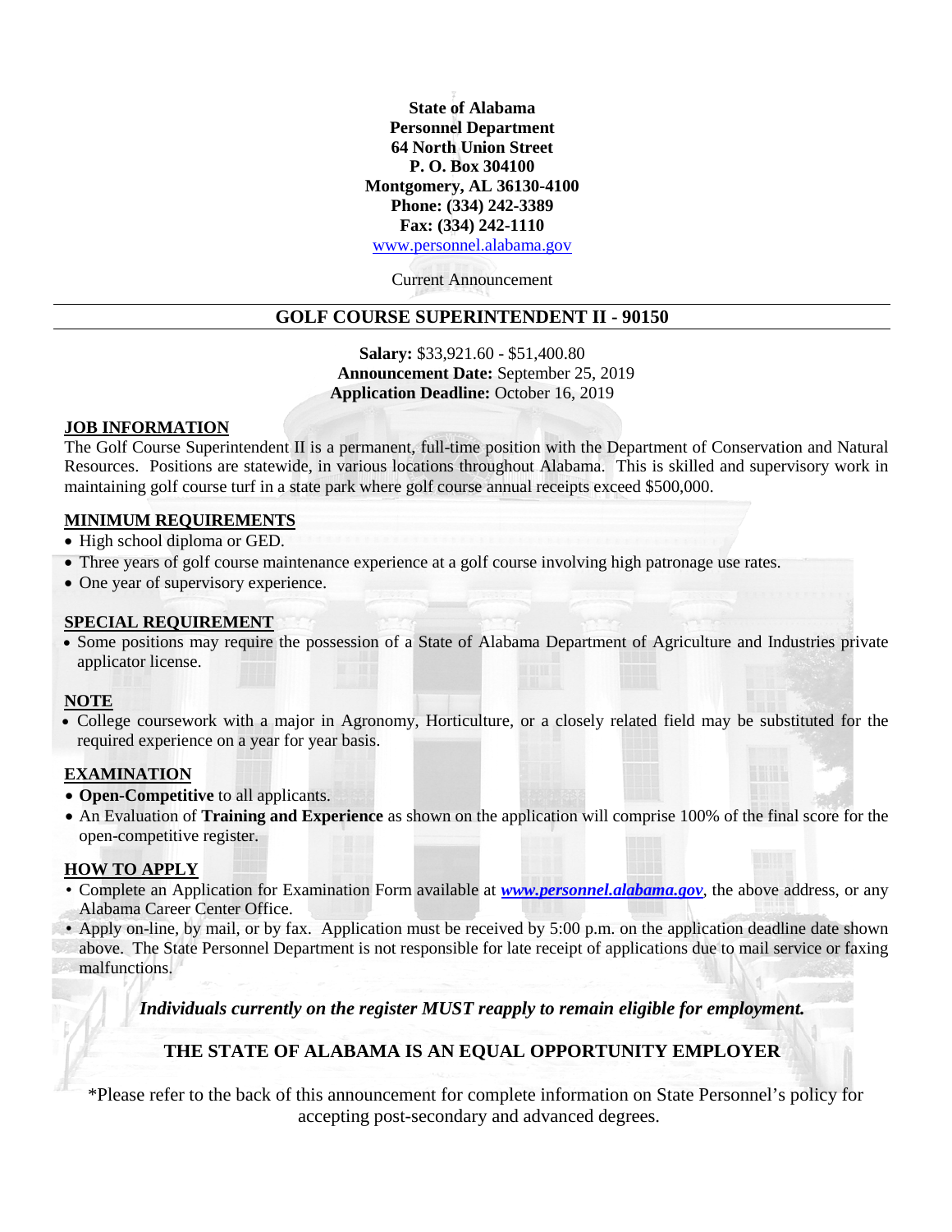**State of Alabama**
**Personnel Department**
**64 North Union Street**
**P. O. Box 304100**
**Montgomery, AL 36130-4100**
**Phone: (334) 242-3389**
**Fax: (334) 242-1110**
www.personnel.alabama.gov

Current Announcement

## GOLF COURSE SUPERINTENDENT II - 90150

**Salary:** $33,921.60 - $51,400.80
**Announcement Date:** September 25, 2019
**Application Deadline:** October 16, 2019

### JOB INFORMATION

The Golf Course Superintendent II is a permanent, full-time position with the Department of Conservation and Natural Resources. Positions are statewide, in various locations throughout Alabama. This is skilled and supervisory work in maintaining golf course turf in a state park where golf course annual receipts exceed $500,000.

### MINIMUM REQUIREMENTS

- High school diploma or GED.
- Three years of golf course maintenance experience at a golf course involving high patronage use rates.
- One year of supervisory experience.

### SPECIAL REQUIREMENT

- Some positions may require the possession of a State of Alabama Department of Agriculture and Industries private applicator license.

### NOTE

- College coursework with a major in Agronomy, Horticulture, or a closely related field may be substituted for the required experience on a year for year basis.

### EXAMINATION

- **Open-Competitive** to all applicants.
- An Evaluation of **Training and Experience** as shown on the application will comprise 100% of the final score for the open-competitive register.

### HOW TO APPLY

- Complete an Application for Examination Form available at ***www.personnel.alabama.gov***, the above address, or any Alabama Career Center Office.
- Apply on-line, by mail, or by fax. Application must be received by 5:00 p.m. on the application deadline date shown above. The State Personnel Department is not responsible for late receipt of applications due to mail service or faxing malfunctions.

***Individuals currently on the register MUST reapply to remain eligible for employment.***

**THE STATE OF ALABAMA IS AN EQUAL OPPORTUNITY EMPLOYER**

*Please refer to the back of this announcement for complete information on State Personnel's policy for accepting post-secondary and advanced degrees.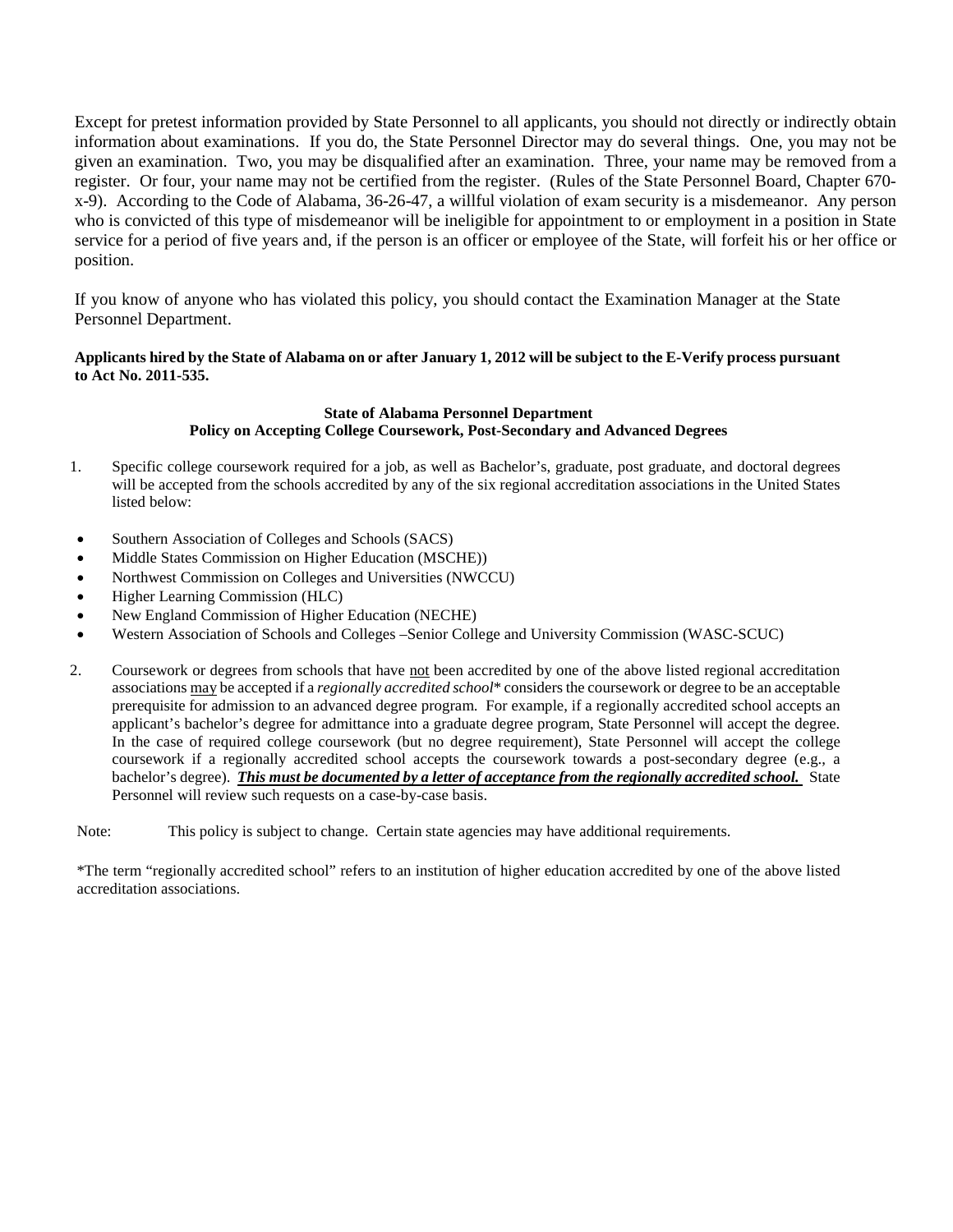Except for pretest information provided by State Personnel to all applicants, you should not directly or indirectly obtain information about examinations. If you do, the State Personnel Director may do several things. One, you may not be given an examination. Two, you may be disqualified after an examination. Three, your name may be removed from a register. Or four, your name may not be certified from the register. (Rules of the State Personnel Board, Chapter 670-x-9). According to the Code of Alabama, 36-26-47, a willful violation of exam security is a misdemeanor. Any person who is convicted of this type of misdemeanor will be ineligible for appointment to or employment in a position in State service for a period of five years and, if the person is an officer or employee of the State, will forfeit his or her office or position.

If you know of anyone who has violated this policy, you should contact the Examination Manager at the State Personnel Department.

**Applicants hired by the State of Alabama on or after January 1, 2012 will be subject to the E-Verify process pursuant to Act No. 2011-535.**

**State of Alabama Personnel Department**
**Policy on Accepting College Coursework, Post-Secondary and Advanced Degrees**

1. Specific college coursework required for a job, as well as Bachelor's, graduate, post graduate, and doctoral degrees will be accepted from the schools accredited by any of the six regional accreditation associations in the United States listed below:

- Southern Association of Colleges and Schools (SACS)
- Middle States Commission on Higher Education (MSCHE))
- Northwest Commission on Colleges and Universities (NWCCU)
- Higher Learning Commission (HLC)
- New England Commission of Higher Education (NECHE)
- Western Association of Schools and Colleges –Senior College and University Commission (WASC-SCUC)

2. Coursework or degrees from schools that have not been accredited by one of the above listed regional accreditation associations may be accepted if a *regionally accredited school*\* considers the coursework or degree to be an acceptable prerequisite for admission to an advanced degree program. For example, if a regionally accredited school accepts an applicant's bachelor's degree for admittance into a graduate degree program, State Personnel will accept the degree. In the case of required college coursework (but no degree requirement), State Personnel will accept the college coursework if a regionally accredited school accepts the coursework towards a post-secondary degree (e.g., a bachelor's degree). ***This must be documented by a letter of acceptance from the regionally accredited school.*** State Personnel will review such requests on a case-by-case basis.

Note: This policy is subject to change. Certain state agencies may have additional requirements.

*The term "regionally accredited school" refers to an institution of higher education accredited by one of the above listed accreditation associations.